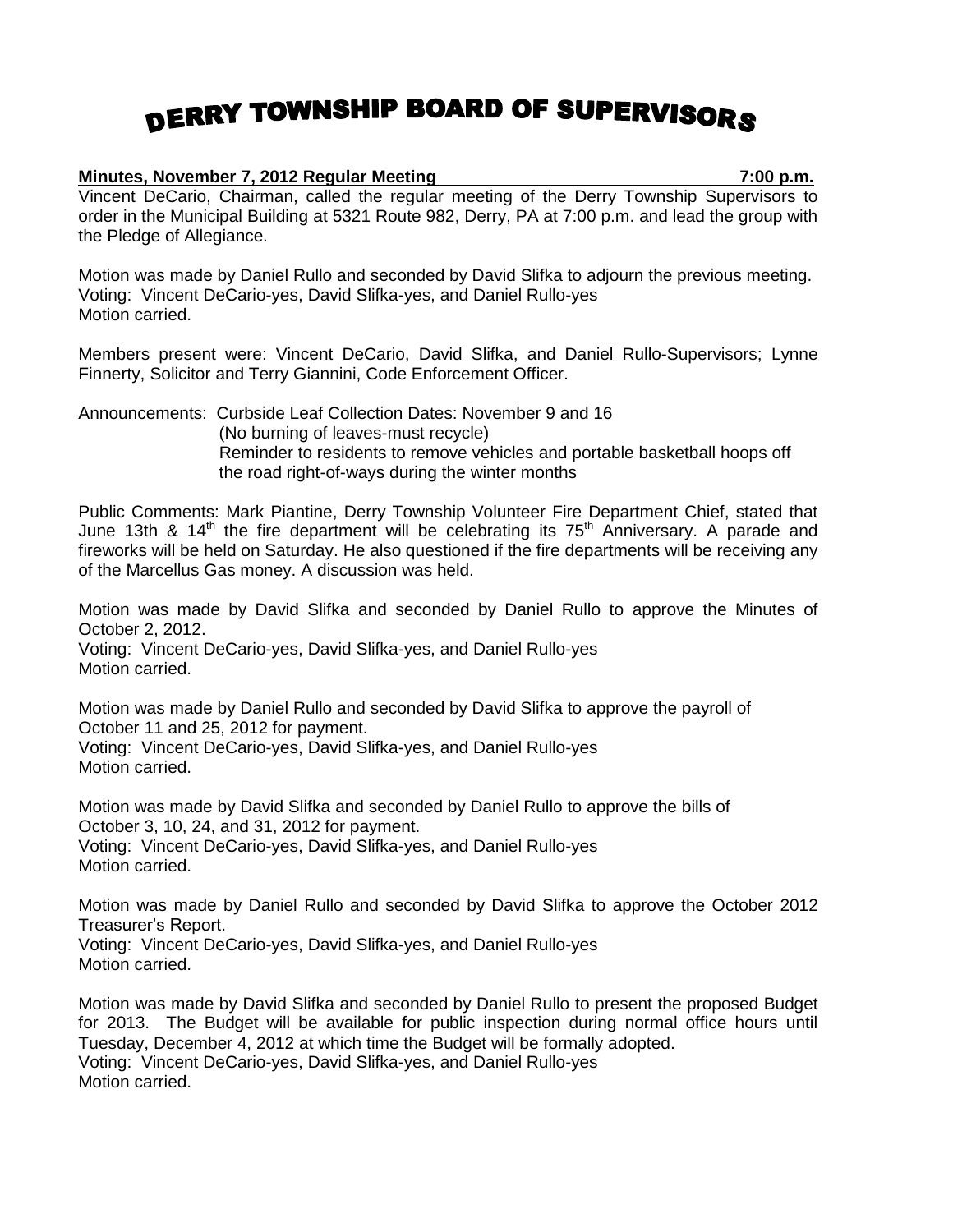# DERRY TOWNSHIP BOARD OF SUPERVISORS

**Minutes, November 7, 2012 Regular Meeting 7:00 p.m.**

Vincent DeCario, Chairman, called the regular meeting of the Derry Township Supervisors to order in the Municipal Building at 5321 Route 982, Derry, PA at 7:00 p.m. and lead the group with the Pledge of Allegiance.

Motion was made by Daniel Rullo and seconded by David Slifka to adjourn the previous meeting.
Voting: Vincent DeCario-yes, David Slifka-yes, and Daniel Rullo-yes
Motion carried.

Members present were: Vincent DeCario, David Slifka, and Daniel Rullo-Supervisors; Lynne Finnerty, Solicitor and Terry Giannini, Code Enforcement Officer.

Announcements: Curbside Leaf Collection Dates: November 9 and 16
(No burning of leaves-must recycle)
Reminder to residents to remove vehicles and portable basketball hoops off the road right-of-ways during the winter months

Public Comments: Mark Piantine, Derry Township Volunteer Fire Department Chief, stated that June 13th & 14th the fire department will be celebrating its 75th Anniversary. A parade and fireworks will be held on Saturday. He also questioned if the fire departments will be receiving any of the Marcellus Gas money. A discussion was held.

Motion was made by David Slifka and seconded by Daniel Rullo to approve the Minutes of October 2, 2012.
Voting: Vincent DeCario-yes, David Slifka-yes, and Daniel Rullo-yes
Motion carried.

Motion was made by Daniel Rullo and seconded by David Slifka to approve the payroll of October 11 and 25, 2012 for payment.
Voting: Vincent DeCario-yes, David Slifka-yes, and Daniel Rullo-yes
Motion carried.

Motion was made by David Slifka and seconded by Daniel Rullo to approve the bills of October 3, 10, 24, and 31, 2012 for payment.
Voting: Vincent DeCario-yes, David Slifka-yes, and Daniel Rullo-yes
Motion carried.

Motion was made by Daniel Rullo and seconded by David Slifka to approve the October 2012 Treasurer's Report.
Voting: Vincent DeCario-yes, David Slifka-yes, and Daniel Rullo-yes
Motion carried.

Motion was made by David Slifka and seconded by Daniel Rullo to present the proposed Budget for 2013. The Budget will be available for public inspection during normal office hours until Tuesday, December 4, 2012 at which time the Budget will be formally adopted.
Voting: Vincent DeCario-yes, David Slifka-yes, and Daniel Rullo-yes
Motion carried.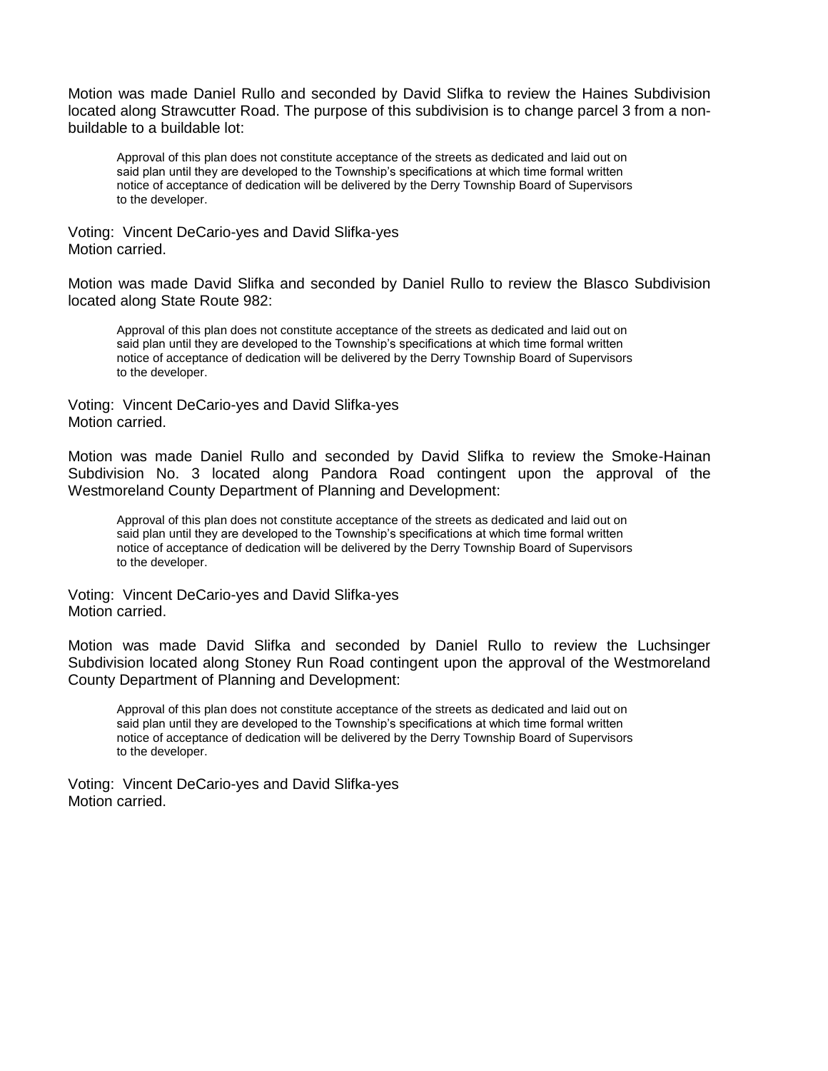Motion was made Daniel Rullo and seconded by David Slifka to review the Haines Subdivision located along Strawcutter Road. The purpose of this subdivision is to change parcel 3 from a non-buildable to a buildable lot:

> Approval of this plan does not constitute acceptance of the streets as dedicated and laid out on said plan until they are developed to the Township's specifications at which time formal written notice of acceptance of dedication will be delivered by the Derry Township Board of Supervisors to the developer.

Voting: Vincent DeCario-yes and David Slifka-yes
Motion carried.

Motion was made David Slifka and seconded by Daniel Rullo to review the Blasco Subdivision located along State Route 982:

> Approval of this plan does not constitute acceptance of the streets as dedicated and laid out on said plan until they are developed to the Township's specifications at which time formal written notice of acceptance of dedication will be delivered by the Derry Township Board of Supervisors to the developer.

Voting: Vincent DeCario-yes and David Slifka-yes
Motion carried.

Motion was made Daniel Rullo and seconded by David Slifka to review the Smoke-Hainan Subdivision No. 3 located along Pandora Road contingent upon the approval of the Westmoreland County Department of Planning and Development:

> Approval of this plan does not constitute acceptance of the streets as dedicated and laid out on said plan until they are developed to the Township's specifications at which time formal written notice of acceptance of dedication will be delivered by the Derry Township Board of Supervisors to the developer.

Voting: Vincent DeCario-yes and David Slifka-yes
Motion carried.

Motion was made David Slifka and seconded by Daniel Rullo to review the Luchsinger Subdivision located along Stoney Run Road contingent upon the approval of the Westmoreland County Department of Planning and Development:

> Approval of this plan does not constitute acceptance of the streets as dedicated and laid out on said plan until they are developed to the Township's specifications at which time formal written notice of acceptance of dedication will be delivered by the Derry Township Board of Supervisors to the developer.

Voting: Vincent DeCario-yes and David Slifka-yes
Motion carried.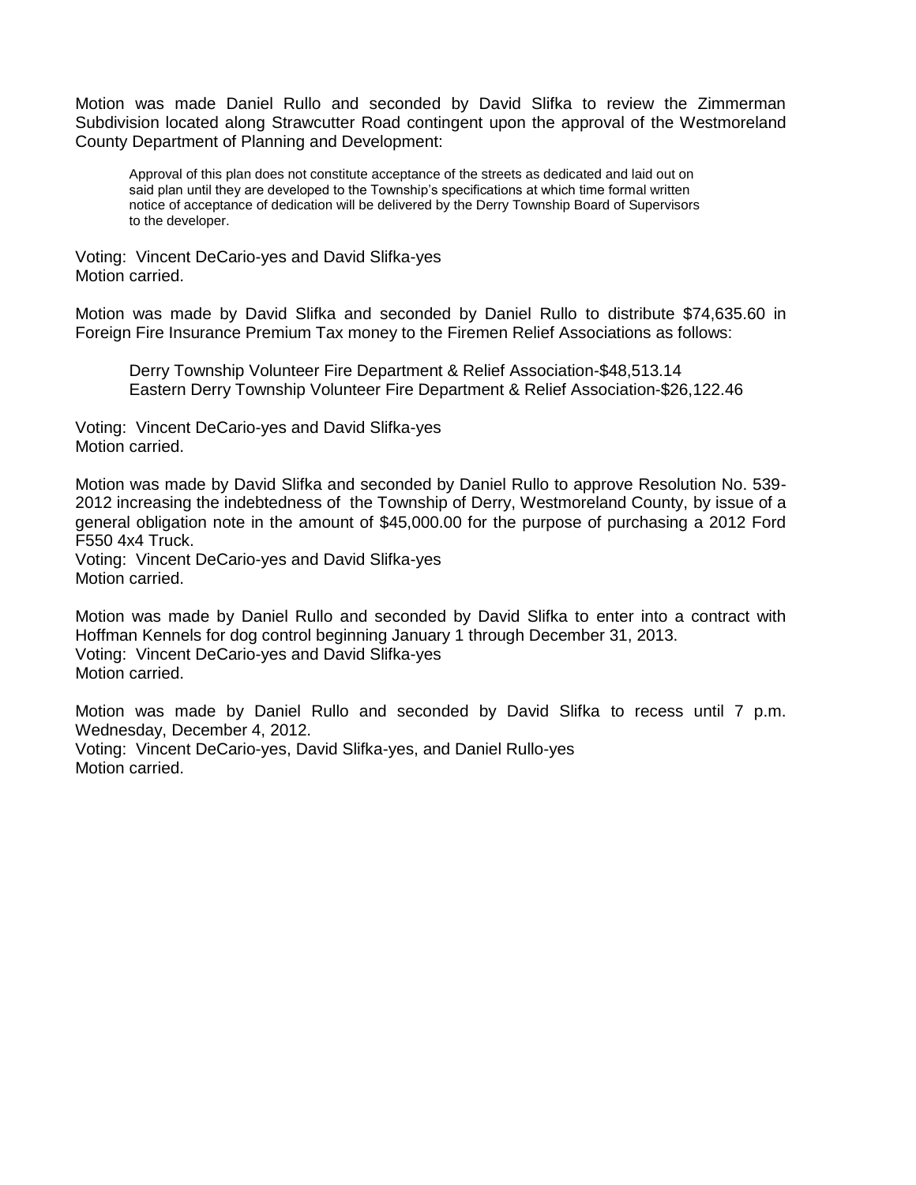Motion was made Daniel Rullo and seconded by David Slifka to review the Zimmerman Subdivision located along Strawcutter Road contingent upon the approval of the Westmoreland County Department of Planning and Development:

> Approval of this plan does not constitute acceptance of the streets as dedicated and laid out on said plan until they are developed to the Township's specifications at which time formal written notice of acceptance of dedication will be delivered by the Derry Township Board of Supervisors to the developer.

Voting: Vincent DeCario-yes and David Slifka-yes
Motion carried.

Motion was made by David Slifka and seconded by Daniel Rullo to distribute $74,635.60 in Foreign Fire Insurance Premium Tax money to the Firemen Relief Associations as follows:

> Derry Township Volunteer Fire Department & Relief Association-$48,513.14
> Eastern Derry Township Volunteer Fire Department & Relief Association-$26,122.46

Voting: Vincent DeCario-yes and David Slifka-yes
Motion carried.

Motion was made by David Slifka and seconded by Daniel Rullo to approve Resolution No. 539-2012 increasing the indebtedness of the Township of Derry, Westmoreland County, by issue of a general obligation note in the amount of $45,000.00 for the purpose of purchasing a 2012 Ford F550 4x4 Truck.
Voting: Vincent DeCario-yes and David Slifka-yes
Motion carried.

Motion was made by Daniel Rullo and seconded by David Slifka to enter into a contract with Hoffman Kennels for dog control beginning January 1 through December 31, 2013.
Voting: Vincent DeCario-yes and David Slifka-yes
Motion carried.

Motion was made by Daniel Rullo and seconded by David Slifka to recess until 7 p.m. Wednesday, December 4, 2012.
Voting: Vincent DeCario-yes, David Slifka-yes, and Daniel Rullo-yes
Motion carried.